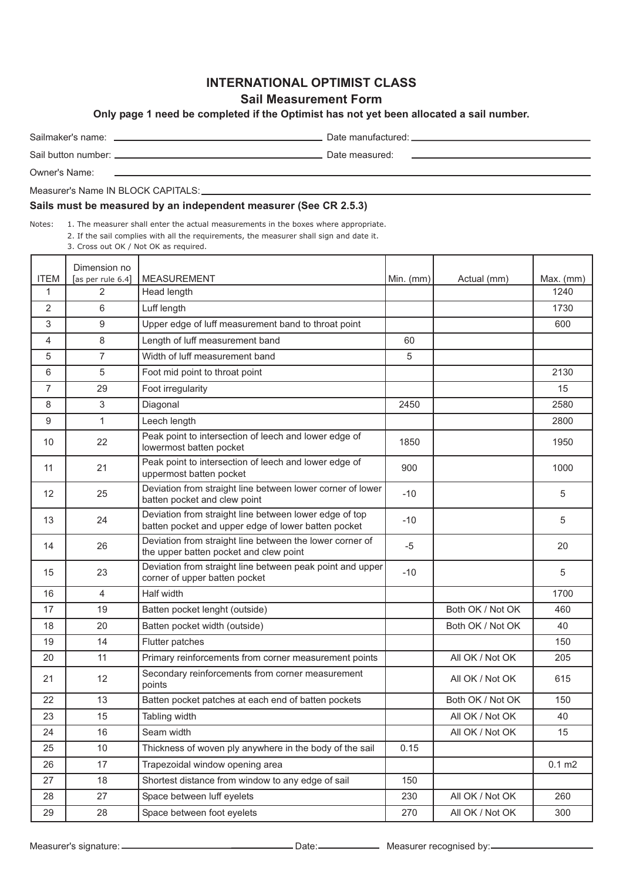# INTERNATIONAL OPTIMIST CLASS

## Sail Measurement Form

**Only page 1 need be completed if the Optimist has not yet been allocated a sail number.**

Sailmaker's name: ______________________ Date manufactured: ______________________

Sail button number: ______________________ Date measured: ______________________

Owner's Name: ______________________

Measurer's Name IN BLOCK CAPITALS: ______________________

**Sails must be measured by an independent measurer (See CR 2.5.3)**

Notes:
1. The measurer shall enter the actual measurements in the boxes where appropriate.
2. If the sail complies with all the requirements, the measurer shall sign and date it.
3. Cross out OK / Not OK as required.

| ITEM | Dimension no [as per rule 6.4] | MEASUREMENT | Min. (mm) | Actual (mm) | Max. (mm) |
|---|---|---|---|---|---|
| 1 | 2 | Head length | | | 1240 |
| 2 | 6 | Luff length | | | 1730 |
| 3 | 9 | Upper edge of luff measurement band to throat point | | | 600 |
| 4 | 8 | Length of luff measurement band | 60 | | |
| 5 | 7 | Width of luff measurement band | 5 | | |
| 6 | 5 | Foot mid point to throat point | | | 2130 |
| 7 | 29 | Foot irregularity | | | 15 |
| 8 | 3 | Diagonal | 2450 | | 2580 |
| 9 | 1 | Leech length | | | 2800 |
| 10 | 22 | Peak point to intersection of leech and lower edge of lowermost batten pocket | 1850 | | 1950 |
| 11 | 21 | Peak point to intersection of leech and lower edge of uppermost batten pocket | 900 | | 1000 |
| 12 | 25 | Deviation from straight line between lower corner of lower batten pocket and clew point | -10 | | 5 |
| 13 | 24 | Deviation from straight line between lower edge of top batten pocket and upper edge of lower batten pocket | -10 | | 5 |
| 14 | 26 | Deviation from straight line between the lower corner of the upper batten pocket and clew point | -5 | | 20 |
| 15 | 23 | Deviation from straight line between peak point and upper corner of upper batten pocket | -10 | | 5 |
| 16 | 4 | Half width | | | 1700 |
| 17 | 19 | Batten pocket lenght (outside) | | Both OK / Not OK | 460 |
| 18 | 20 | Batten pocket width (outside) | | Both OK / Not OK | 40 |
| 19 | 14 | Flutter patches | | | 150 |
| 20 | 11 | Primary reinforcements from corner measurement points | | All OK / Not OK | 205 |
| 21 | 12 | Secondary reinforcements from corner measurement points | | All OK / Not OK | 615 |
| 22 | 13 | Batten pocket patches at each end of batten pockets | | Both OK / Not OK | 150 |
| 23 | 15 | Tabling width | | All OK / Not OK | 40 |
| 24 | 16 | Seam width | | All OK / Not OK | 15 |
| 25 | 10 | Thickness of woven ply anywhere in the body of the sail | 0.15 | | |
| 26 | 17 | Trapezoidal window opening area | | | 0.1 m2 |
| 27 | 18 | Shortest distance from window to any edge of sail | 150 | | |
| 28 | 27 | Space between luff eyelets | 230 | All OK / Not OK | 260 |
| 29 | 28 | Space between foot eyelets | 270 | All OK / Not OK | 300 |

Measurer's signature: ______________________ Date: ____________ Measurer recognised by: ______________________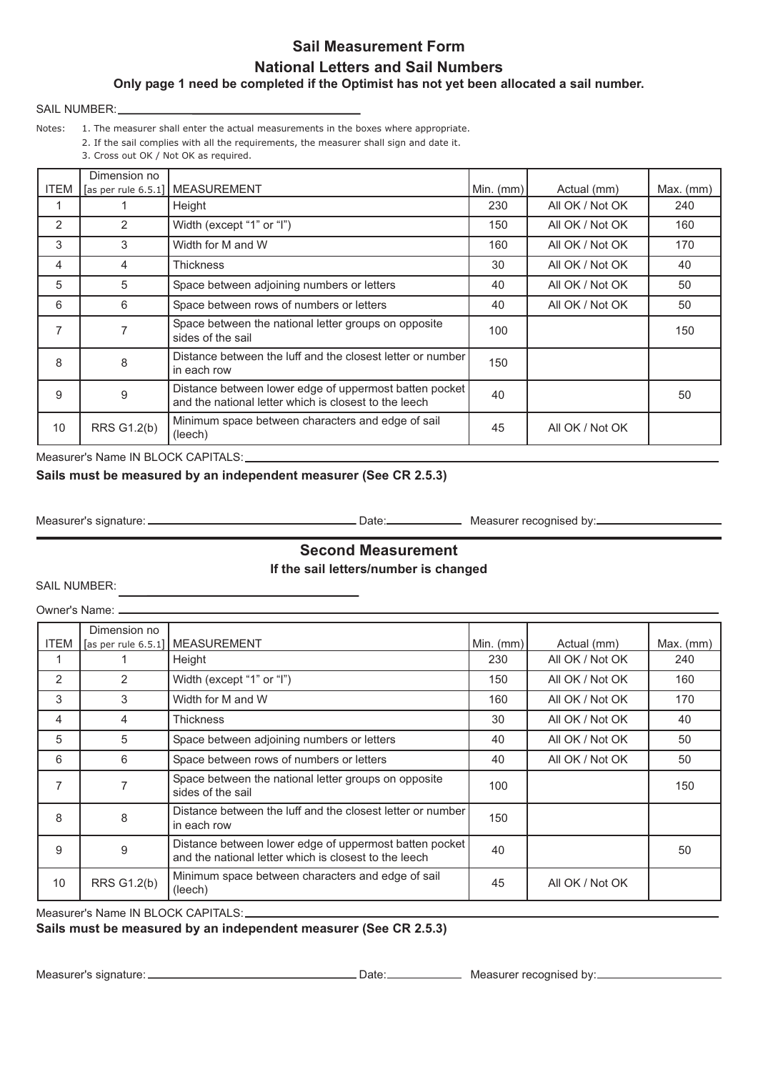## Sail Measurement Form

## National Letters and Sail Numbers

**Only page 1 need be completed if the Optimist has not yet been allocated a sail number.**

SAIL NUMBER: ____________________________

Notes:
1. The measurer shall enter the actual measurements in the boxes where appropriate.
2. If the sail complies with all the requirements, the measurer shall sign and date it.
3. Cross out OK / Not OK as required.

| ITEM | Dimension no [as per rule 6.5.1] | MEASUREMENT | Min. (mm) | Actual (mm) | Max. (mm) |
|---|---|---|---|---|---|
| 1 | 1 | Height | 230 | All OK / Not OK | 240 |
| 2 | 2 | Width (except "1" or "I") | 150 | All OK / Not OK | 160 |
| 3 | 3 | Width for M and W | 160 | All OK / Not OK | 170 |
| 4 | 4 | Thickness | 30 | All OK / Not OK | 40 |
| 5 | 5 | Space between adjoining numbers or letters | 40 | All OK / Not OK | 50 |
| 6 | 6 | Space between rows of numbers or letters | 40 | All OK / Not OK | 50 |
| 7 | 7 | Space between the national letter groups on opposite sides of the sail | 100 | | 150 |
| 8 | 8 | Distance between the luff and the closest letter or number in each row | 150 | | |
| 9 | 9 | Distance between lower edge of uppermost batten pocket and the national letter which is closest to the leech | 40 | | 50 |
| 10 | RRS G1.2(b) | Minimum space between characters and edge of sail (leech) | 45 | All OK / Not OK | |

Measurer's Name IN BLOCK CAPITALS: ____________________________

**Sails must be measured by an independent measurer (See CR 2.5.3)**

Measurer's signature: ____________________ Date: ____________ Measurer recognised by: ____________________

## Second Measurement

**If the sail letters/number is changed**

SAIL NUMBER: ____________________________

Owner's Name: ____________________________

| ITEM | Dimension no [as per rule 6.5.1] | MEASUREMENT | Min. (mm) | Actual (mm) | Max. (mm) |
|---|---|---|---|---|---|
| 1 | 1 | Height | 230 | All OK / Not OK | 240 |
| 2 | 2 | Width (except "1" or "I") | 150 | All OK / Not OK | 160 |
| 3 | 3 | Width for M and W | 160 | All OK / Not OK | 170 |
| 4 | 4 | Thickness | 30 | All OK / Not OK | 40 |
| 5 | 5 | Space between adjoining numbers or letters | 40 | All OK / Not OK | 50 |
| 6 | 6 | Space between rows of numbers or letters | 40 | All OK / Not OK | 50 |
| 7 | 7 | Space between the national letter groups on opposite sides of the sail | 100 | | 150 |
| 8 | 8 | Distance between the luff and the closest letter or number in each row | 150 | | |
| 9 | 9 | Distance between lower edge of uppermost batten pocket and the national letter which is closest to the leech | 40 | | 50 |
| 10 | RRS G1.2(b) | Minimum space between characters and edge of sail (leech) | 45 | All OK / Not OK | |

Measurer's Name IN BLOCK CAPITALS: ____________________________

**Sails must be measured by an independent measurer (See CR 2.5.3)**

Measurer's signature: ____________________ Date: ____________ Measurer recognised by: ____________________